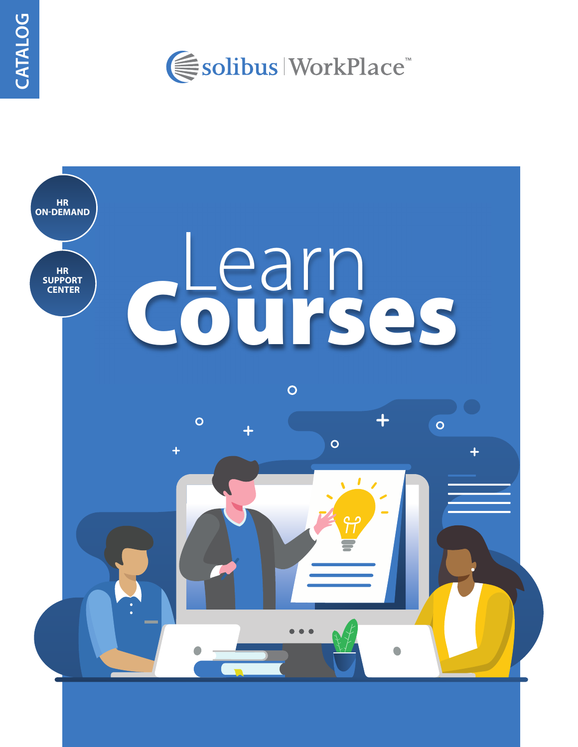CATALOG

solibus | WorkPlace™

HR ON-DEMAND

HR SUPPORT CENTER

# Learn Courses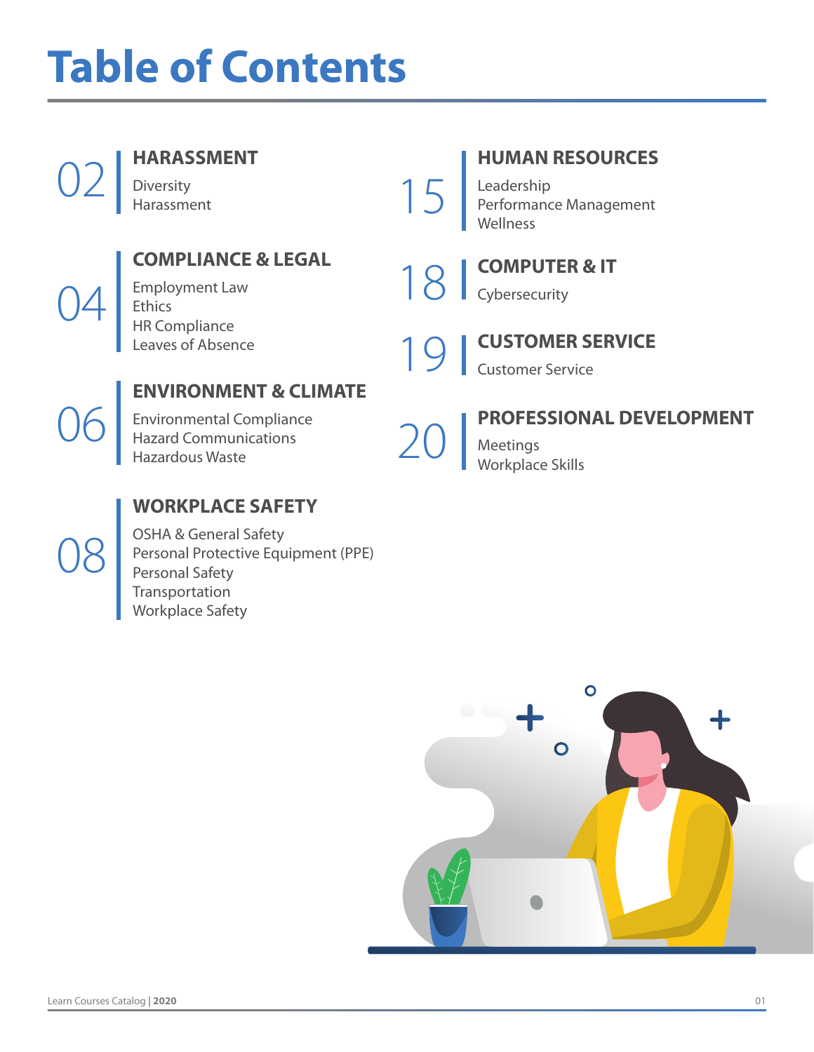# Table of Contents

**02** **HARASSMENT**
- Diversity
- Harassment

**04** **COMPLIANCE & LEGAL**
- Employment Law
- Ethics
- HR Compliance
- Leaves of Absence

**06** **ENVIRONMENT & CLIMATE**
- Environmental Compliance
- Hazard Communications
- Hazardous Waste

**08** **WORKPLACE SAFETY**
- OSHA & General Safety
- Personal Protective Equipment (PPE)
- Personal Safety
- Transportation
- Workplace Safety

**15** **HUMAN RESOURCES**
- Leadership
- Performance Management
- Wellness

**18** **COMPUTER & IT**
- Cybersecurity

**19** **CUSTOMER SERVICE**
- Customer Service

**20** **PROFESSIONAL DEVELOPMENT**
- Meetings
- Workplace Skills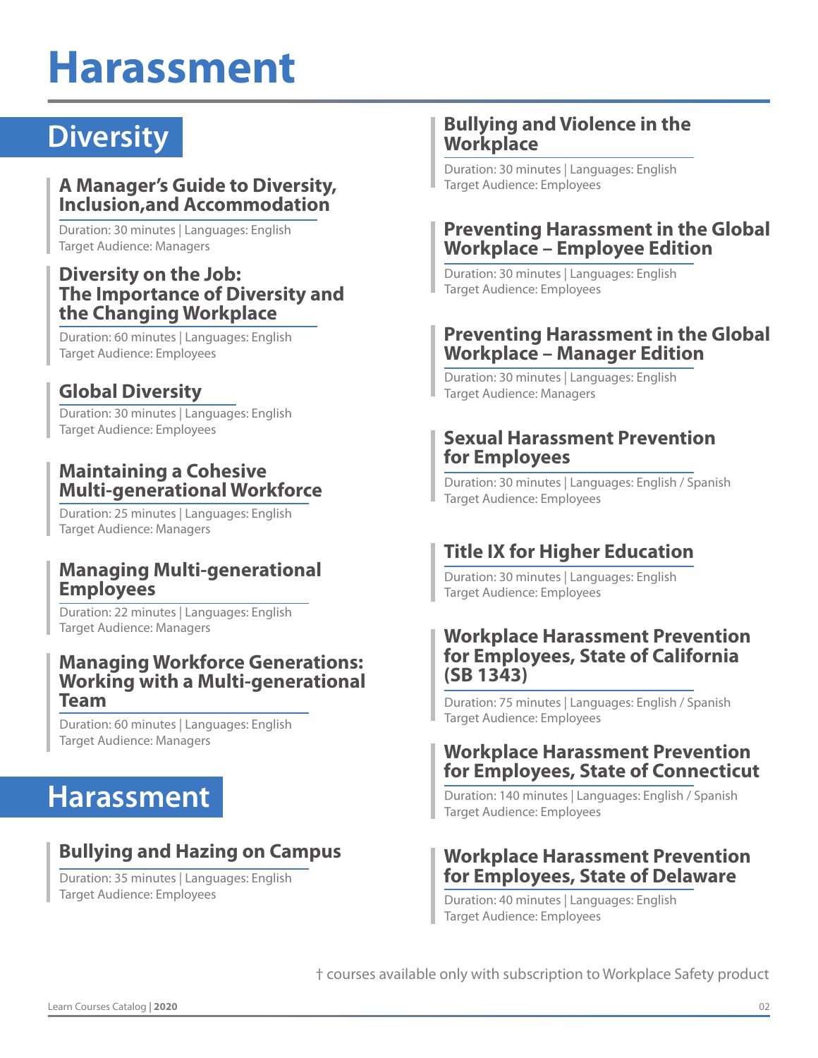# Harassment

## Diversity

### A Manager's Guide to Diversity, Inclusion,and Accommodation

Duration: 30 minutes | Languages: English
Target Audience: Managers

### Diversity on the Job: The Importance of Diversity and the Changing Workplace

Duration: 60 minutes | Languages: English
Target Audience: Employees

### Global Diversity

Duration: 30 minutes | Languages: English
Target Audience: Employees

### Maintaining a Cohesive Multi-generational Workforce

Duration: 25 minutes | Languages: English
Target Audience: Managers

### Managing Multi-generational Employees

Duration: 22 minutes | Languages: English
Target Audience: Managers

### Managing Workforce Generations: Working with a Multi-generational Team

Duration: 60 minutes | Languages: English
Target Audience: Managers

## Harassment

### Bullying and Hazing on Campus

Duration: 35 minutes | Languages: English
Target Audience: Employees

### Bullying and Violence in the Workplace

Duration: 30 minutes | Languages: English
Target Audience: Employees

### Preventing Harassment in the Global Workplace – Employee Edition

Duration: 30 minutes | Languages: English
Target Audience: Employees

### Preventing Harassment in the Global Workplace – Manager Edition

Duration: 30 minutes | Languages: English
Target Audience: Managers

### Sexual Harassment Prevention for Employees

Duration: 30 minutes | Languages: English / Spanish
Target Audience: Employees

### Title IX for Higher Education

Duration: 30 minutes | Languages: English
Target Audience: Employees

### Workplace Harassment Prevention for Employees, State of California (SB 1343)

Duration: 75 minutes | Languages: English / Spanish
Target Audience: Employees

### Workplace Harassment Prevention for Employees, State of Connecticut

Duration: 140 minutes | Languages: English / Spanish
Target Audience: Employees

### Workplace Harassment Prevention for Employees, State of Delaware

Duration: 40 minutes | Languages: English
Target Audience: Employees

† courses available only with subscription to Workplace Safety product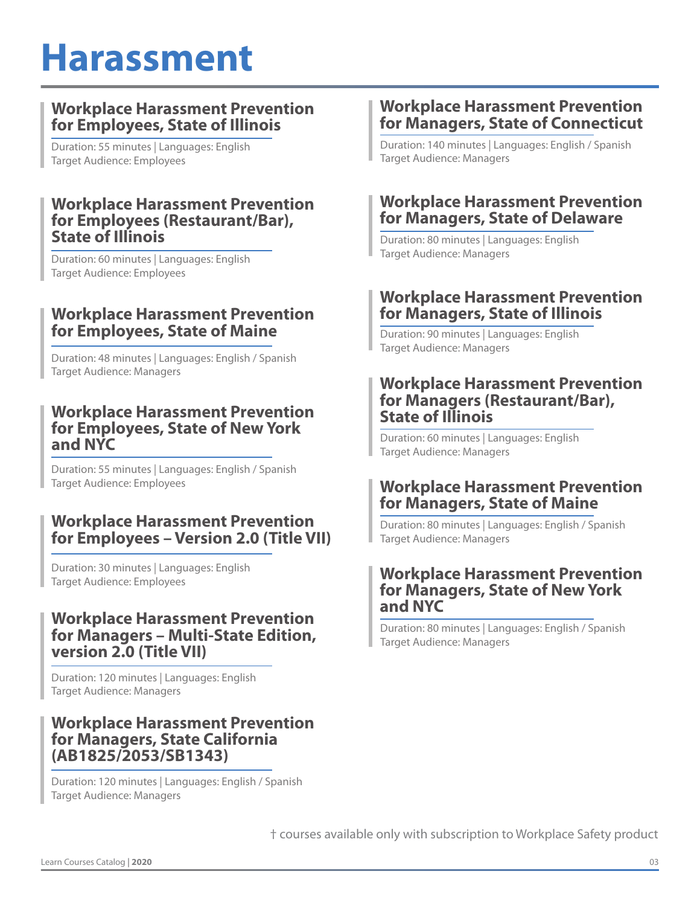# Harassment

### Workplace Harassment Prevention for Employees, State of Illinois

Duration: 55 minutes | Languages: English
Target Audience: Employees

### Workplace Harassment Prevention for Employees (Restaurant/Bar), State of Illinois

Duration: 60 minutes | Languages: English
Target Audience: Employees

### Workplace Harassment Prevention for Employees, State of Maine

Duration: 48 minutes | Languages: English / Spanish
Target Audience: Managers

### Workplace Harassment Prevention for Employees, State of New York and NYC

Duration: 55 minutes | Languages: English / Spanish
Target Audience: Employees

### Workplace Harassment Prevention for Employees – Version 2.0 (Title VII)

Duration: 30 minutes | Languages: English
Target Audience: Employees

### Workplace Harassment Prevention for Managers – Multi-State Edition, version 2.0 (Title VII)

Duration: 120 minutes | Languages: English
Target Audience: Managers

### Workplace Harassment Prevention for Managers, State California (AB1825/2053/SB1343)

Duration: 120 minutes | Languages: English / Spanish
Target Audience: Managers

### Workplace Harassment Prevention for Managers, State of Connecticut

Duration: 140 minutes | Languages: English / Spanish
Target Audience: Managers

### Workplace Harassment Prevention for Managers, State of Delaware

Duration: 80 minutes | Languages: English
Target Audience: Managers

### Workplace Harassment Prevention for Managers, State of Illinois

Duration: 90 minutes | Languages: English
Target Audience: Managers

### Workplace Harassment Prevention for Managers (Restaurant/Bar), State of Illinois

Duration: 60 minutes | Languages: English
Target Audience: Managers

### Workplace Harassment Prevention for Managers, State of Maine

Duration: 80 minutes | Languages: English / Spanish
Target Audience: Managers

### Workplace Harassment Prevention for Managers, State of New York and NYC

Duration: 80 minutes | Languages: English / Spanish
Target Audience: Managers

† courses available only with subscription to Workplace Safety product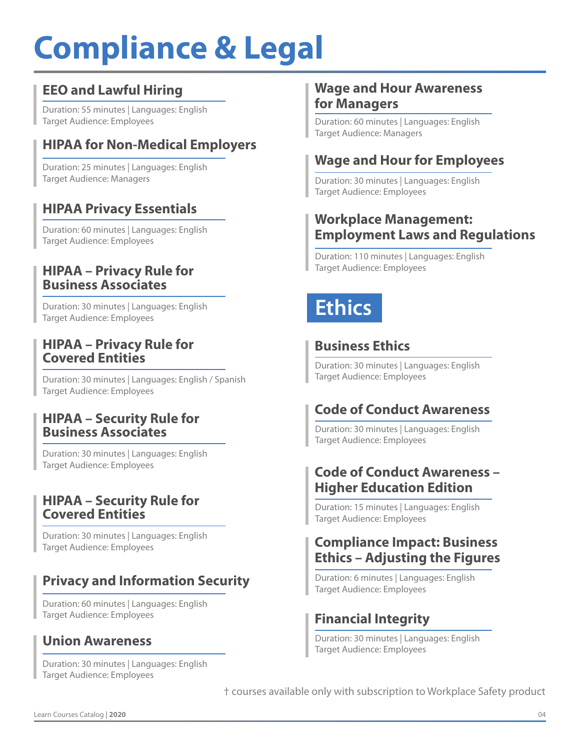# Compliance & Legal

### EEO and Lawful Hiring

Duration: 55 minutes | Languages: English
Target Audience: Employees

### HIPAA for Non-Medical Employers

Duration: 25 minutes | Languages: English
Target Audience: Managers

### HIPAA Privacy Essentials

Duration: 60 minutes | Languages: English
Target Audience: Employees

### HIPAA – Privacy Rule for Business Associates

Duration: 30 minutes | Languages: English
Target Audience: Employees

### HIPAA – Privacy Rule for Covered Entities

Duration: 30 minutes | Languages: English / Spanish
Target Audience: Employees

### HIPAA – Security Rule for Business Associates

Duration: 30 minutes | Languages: English
Target Audience: Employees

### HIPAA – Security Rule for Covered Entities

Duration: 30 minutes | Languages: English
Target Audience: Employees

### Privacy and Information Security

Duration: 60 minutes | Languages: English
Target Audience: Employees

### Union Awareness

Duration: 30 minutes | Languages: English
Target Audience: Employees

### Wage and Hour Awareness for Managers

Duration: 60 minutes | Languages: English
Target Audience: Managers

### Wage and Hour for Employees

Duration: 30 minutes | Languages: English
Target Audience: Employees

### Workplace Management: Employment Laws and Regulations

Duration: 110 minutes | Languages: English
Target Audience: Employees

## Ethics

### Business Ethics

Duration: 30 minutes | Languages: English
Target Audience: Employees

### Code of Conduct Awareness

Duration: 30 minutes | Languages: English
Target Audience: Employees

### Code of Conduct Awareness – Higher Education Edition

Duration: 15 minutes | Languages: English
Target Audience: Employees

### Compliance Impact: Business Ethics – Adjusting the Figures

Duration: 6 minutes | Languages: English
Target Audience: Employees

### Financial Integrity

Duration: 30 minutes | Languages: English
Target Audience: Employees

† courses available only with subscription to Workplace Safety product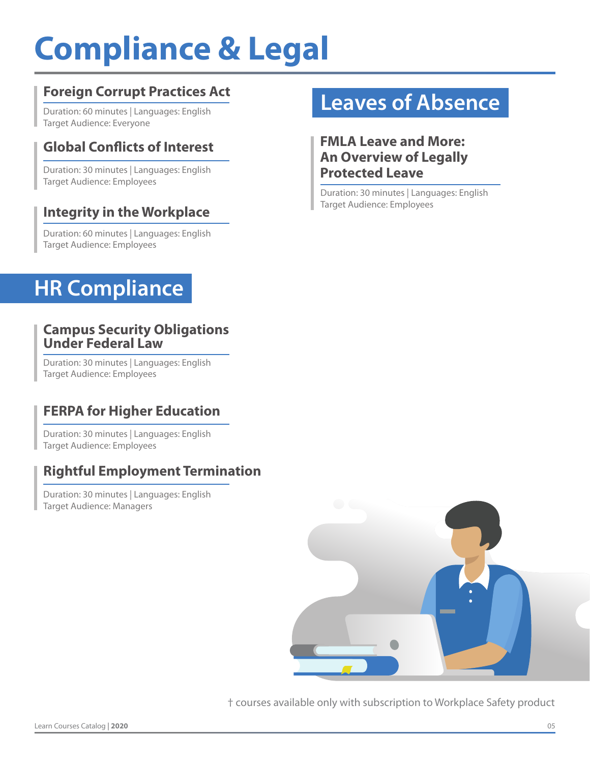# Compliance & Legal

### Foreign Corrupt Practices Act

Duration: 60 minutes | Languages: English
Target Audience: Everyone

### Global Conflicts of Interest

Duration: 30 minutes | Languages: English
Target Audience: Employees

### Integrity in the Workplace

Duration: 60 minutes | Languages: English
Target Audience: Employees

## HR Compliance

### Campus Security Obligations Under Federal Law

Duration: 30 minutes | Languages: English
Target Audience: Employees

### FERPA for Higher Education

Duration: 30 minutes | Languages: English
Target Audience: Employees

### Rightful Employment Termination

Duration: 30 minutes | Languages: English
Target Audience: Managers

## Leaves of Absence

### FMLA Leave and More: An Overview of Legally Protected Leave

Duration: 30 minutes | Languages: English
Target Audience: Employees

† courses available only with subscription to Workplace Safety product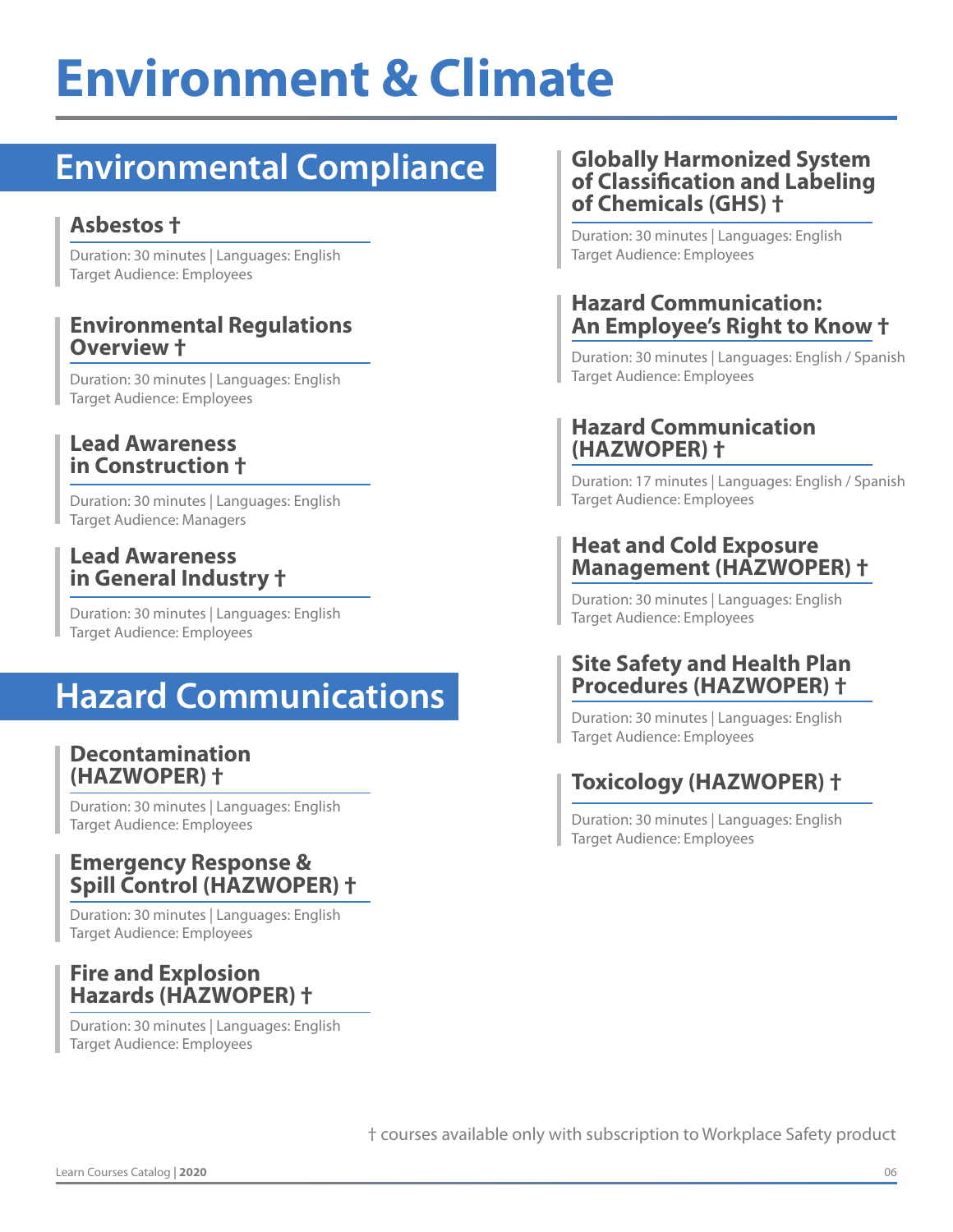# Environment & Climate

## Environmental Compliance

### Asbestos †

Duration: 30 minutes | Languages: English
Target Audience: Employees

### Environmental Regulations Overview †

Duration: 30 minutes | Languages: English
Target Audience: Employees

### Lead Awareness in Construction †

Duration: 30 minutes | Languages: English
Target Audience: Managers

### Lead Awareness in General Industry †

Duration: 30 minutes | Languages: English
Target Audience: Employees

### Globally Harmonized System of Classification and Labeling of Chemicals (GHS) †

Duration: 30 minutes | Languages: English
Target Audience: Employees

## Hazard Communications

### Decontamination (HAZWOPER) †

Duration: 30 minutes | Languages: English
Target Audience: Employees

### Emergency Response & Spill Control (HAZWOPER) †

Duration: 30 minutes | Languages: English
Target Audience: Employees

### Fire and Explosion Hazards (HAZWOPER) †

Duration: 30 minutes | Languages: English
Target Audience: Employees

### Hazard Communication: An Employee's Right to Know †

Duration: 30 minutes | Languages: English / Spanish
Target Audience: Employees

### Hazard Communication (HAZWOPER) †

Duration: 17 minutes | Languages: English / Spanish
Target Audience: Employees

### Heat and Cold Exposure Management (HAZWOPER) †

Duration: 30 minutes | Languages: English
Target Audience: Employees

### Site Safety and Health Plan Procedures (HAZWOPER) †

Duration: 30 minutes | Languages: English
Target Audience: Employees

### Toxicology (HAZWOPER) †

Duration: 30 minutes | Languages: English
Target Audience: Employees

† courses available only with subscription to Workplace Safety product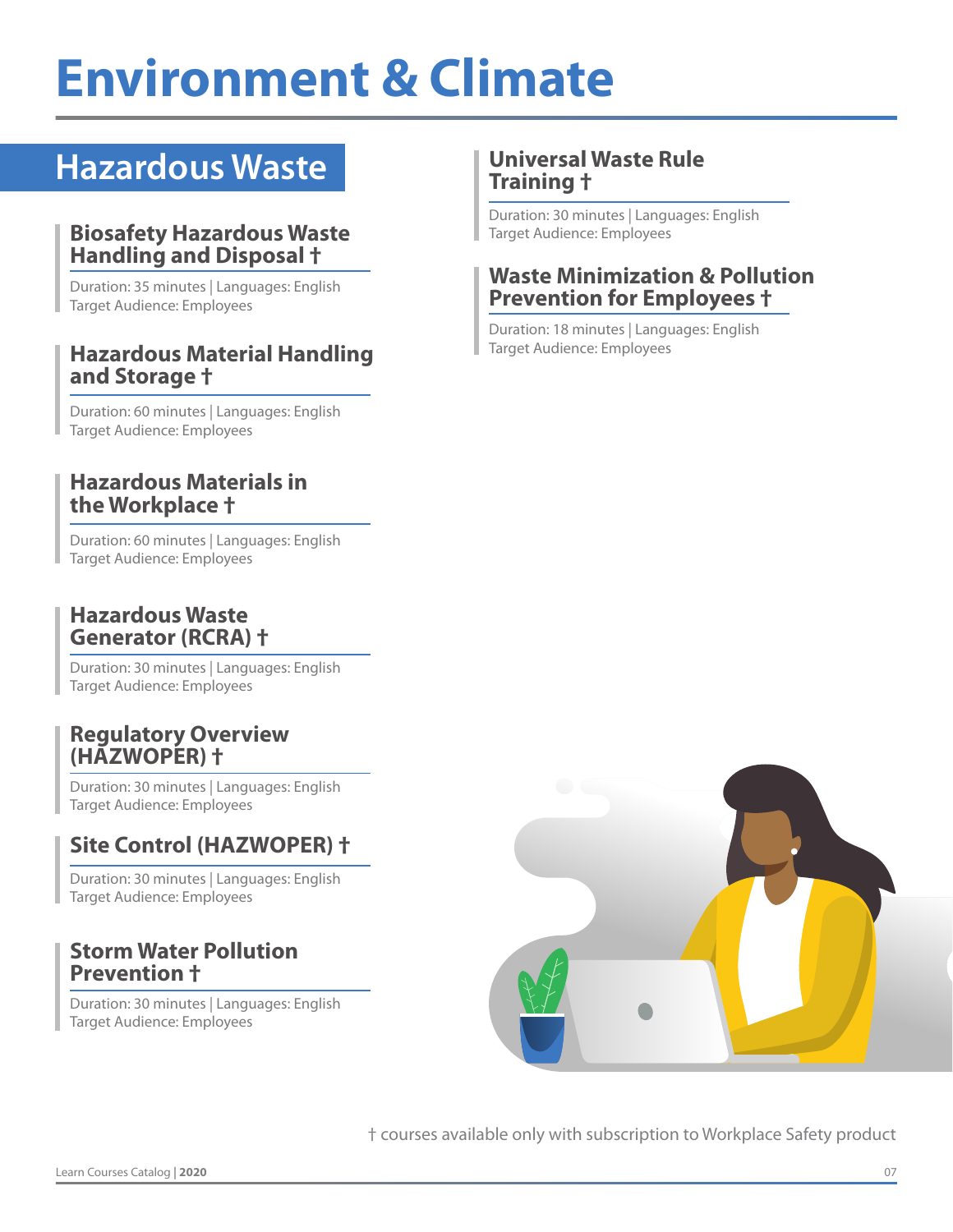# Environment & Climate

## Hazardous Waste

### Biosafety Hazardous Waste Handling and Disposal †

Duration: 35 minutes | Languages: English
Target Audience: Employees

### Hazardous Material Handling and Storage †

Duration: 60 minutes | Languages: English
Target Audience: Employees

### Hazardous Materials in the Workplace †

Duration: 60 minutes | Languages: English
Target Audience: Employees

### Hazardous Waste Generator (RCRA) †

Duration: 30 minutes | Languages: English
Target Audience: Employees

### Regulatory Overview (HAZWOPER) †

Duration: 30 minutes | Languages: English
Target Audience: Employees

### Site Control (HAZWOPER) †

Duration: 30 minutes | Languages: English
Target Audience: Employees

### Storm Water Pollution Prevention †

Duration: 30 minutes | Languages: English
Target Audience: Employees

### Universal Waste Rule Training †

Duration: 30 minutes | Languages: English
Target Audience: Employees

### Waste Minimization & Pollution Prevention for Employees †

Duration: 18 minutes | Languages: English
Target Audience: Employees

† courses available only with subscription to Workplace Safety product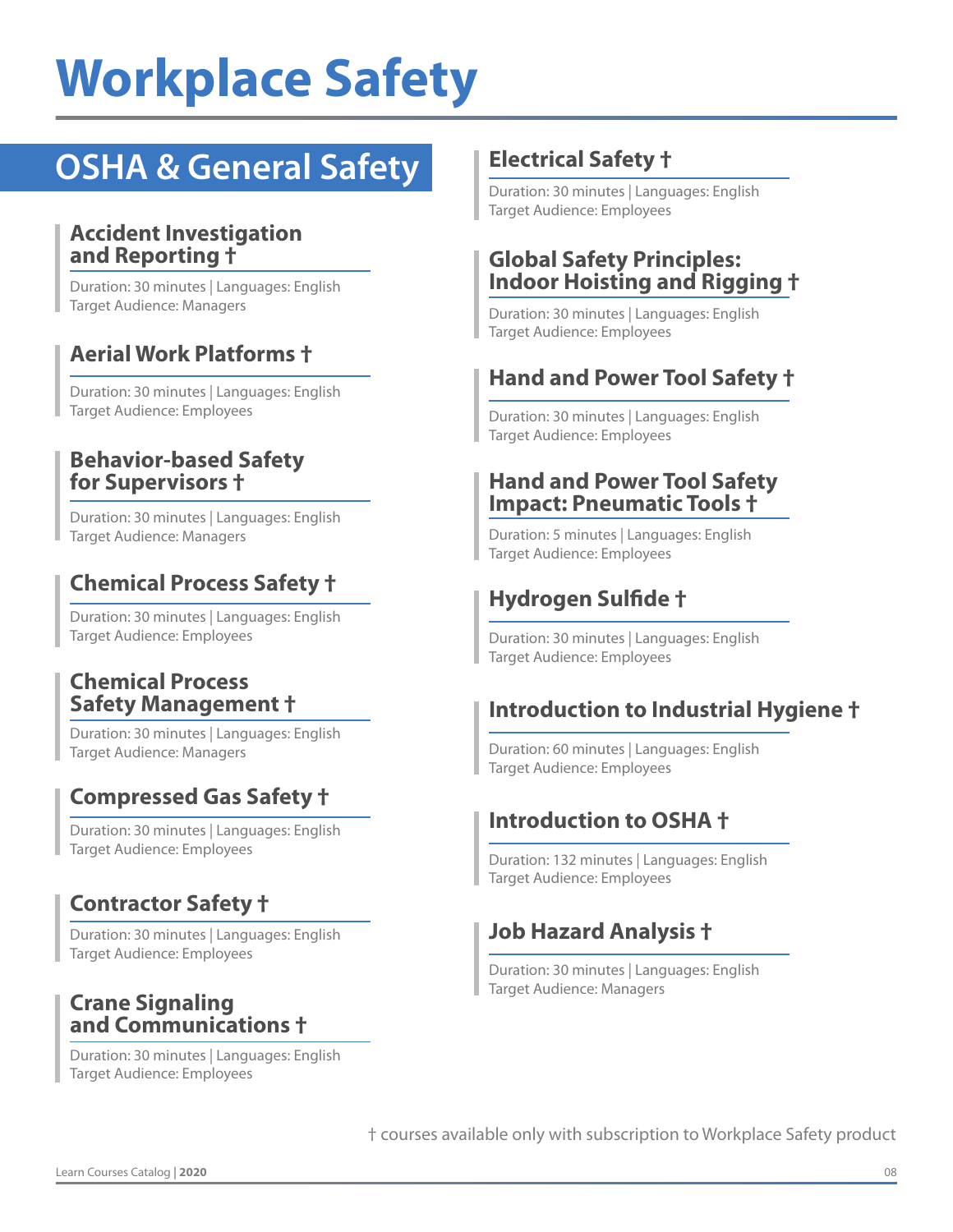# Workplace Safety

## OSHA & General Safety

### Accident Investigation and Reporting †

Duration: 30 minutes | Languages: English
Target Audience: Managers

### Aerial Work Platforms †

Duration: 30 minutes | Languages: English
Target Audience: Employees

### Behavior-based Safety for Supervisors †

Duration: 30 minutes | Languages: English
Target Audience: Managers

### Chemical Process Safety †

Duration: 30 minutes | Languages: English
Target Audience: Employees

### Chemical Process Safety Management †

Duration: 30 minutes | Languages: English
Target Audience: Managers

### Compressed Gas Safety †

Duration: 30 minutes | Languages: English
Target Audience: Employees

### Contractor Safety †

Duration: 30 minutes | Languages: English
Target Audience: Employees

### Crane Signaling and Communications †

Duration: 30 minutes | Languages: English
Target Audience: Employees

### Electrical Safety †

Duration: 30 minutes | Languages: English
Target Audience: Employees

### Global Safety Principles: Indoor Hoisting and Rigging †

Duration: 30 minutes | Languages: English
Target Audience: Employees

### Hand and Power Tool Safety †

Duration: 30 minutes | Languages: English
Target Audience: Employees

### Hand and Power Tool Safety Impact: Pneumatic Tools †

Duration: 5 minutes | Languages: English
Target Audience: Employees

### Hydrogen Sulfide †

Duration: 30 minutes | Languages: English
Target Audience: Employees

### Introduction to Industrial Hygiene †

Duration: 60 minutes | Languages: English
Target Audience: Employees

### Introduction to OSHA †

Duration: 132 minutes | Languages: English
Target Audience: Employees

### Job Hazard Analysis †

Duration: 30 minutes | Languages: English
Target Audience: Managers

† courses available only with subscription to Workplace Safety product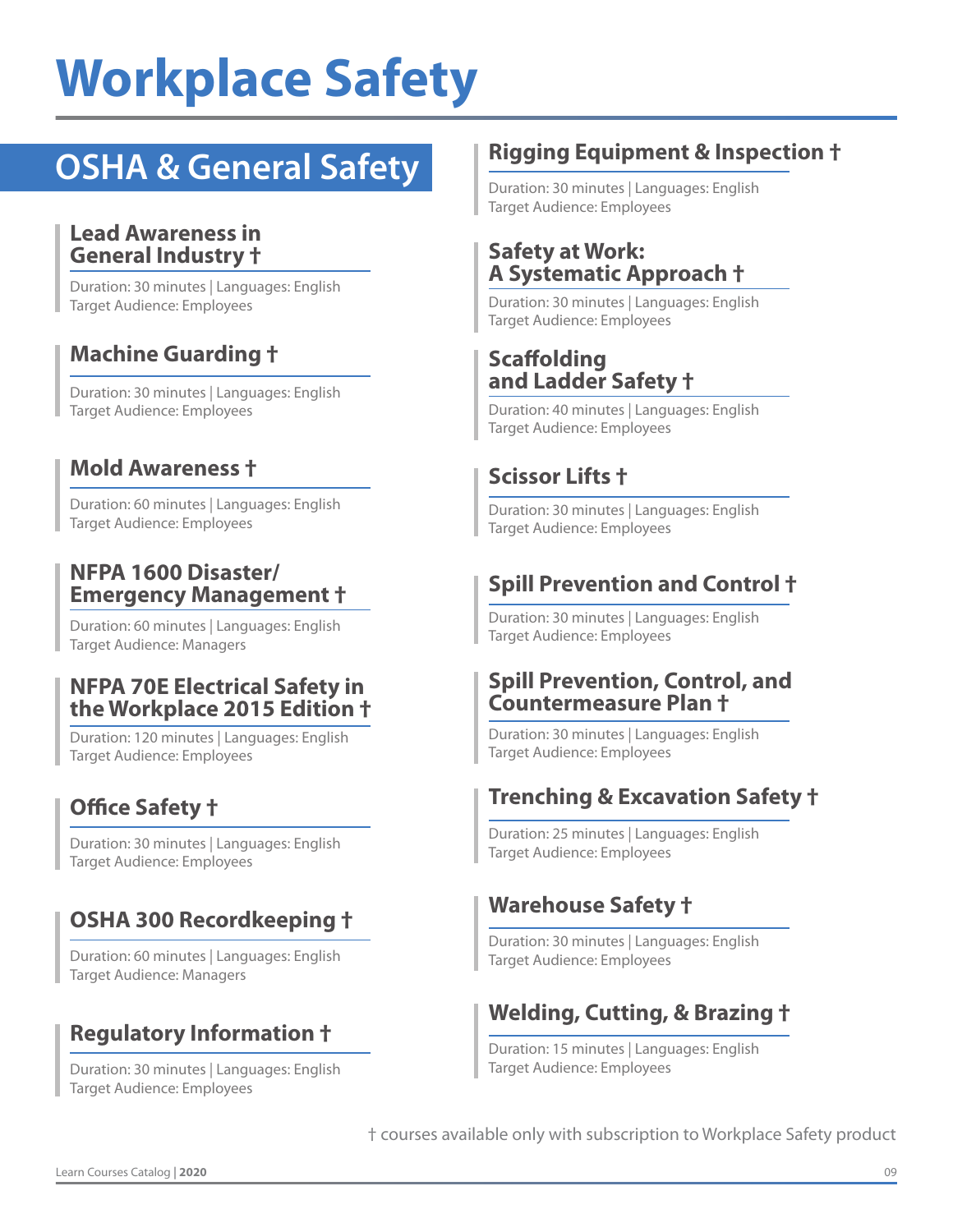# Workplace Safety

## OSHA & General Safety

### Lead Awareness in General Industry †

Duration: 30 minutes | Languages: English
Target Audience: Employees

### Machine Guarding †

Duration: 30 minutes | Languages: English
Target Audience: Employees

### Mold Awareness †

Duration: 60 minutes | Languages: English
Target Audience: Employees

### NFPA 1600 Disaster/ Emergency Management †

Duration: 60 minutes | Languages: English
Target Audience: Managers

### NFPA 70E Electrical Safety in the Workplace 2015 Edition †

Duration: 120 minutes | Languages: English
Target Audience: Employees

### Office Safety †

Duration: 30 minutes | Languages: English
Target Audience: Employees

### OSHA 300 Recordkeeping †

Duration: 60 minutes | Languages: English
Target Audience: Managers

### Regulatory Information †

Duration: 30 minutes | Languages: English
Target Audience: Employees

### Rigging Equipment & Inspection †

Duration: 30 minutes | Languages: English
Target Audience: Employees

### Safety at Work: A Systematic Approach †

Duration: 30 minutes | Languages: English
Target Audience: Employees

### Scaffolding and Ladder Safety †

Duration: 40 minutes | Languages: English
Target Audience: Employees

### Scissor Lifts †

Duration: 30 minutes | Languages: English
Target Audience: Employees

### Spill Prevention and Control †

Duration: 30 minutes | Languages: English
Target Audience: Employees

### Spill Prevention, Control, and Countermeasure Plan †

Duration: 30 minutes | Languages: English
Target Audience: Employees

### Trenching & Excavation Safety †

Duration: 25 minutes | Languages: English
Target Audience: Employees

### Warehouse Safety †

Duration: 30 minutes | Languages: English
Target Audience: Employees

### Welding, Cutting, & Brazing †

Duration: 15 minutes | Languages: English
Target Audience: Employees

† courses available only with subscription to Workplace Safety product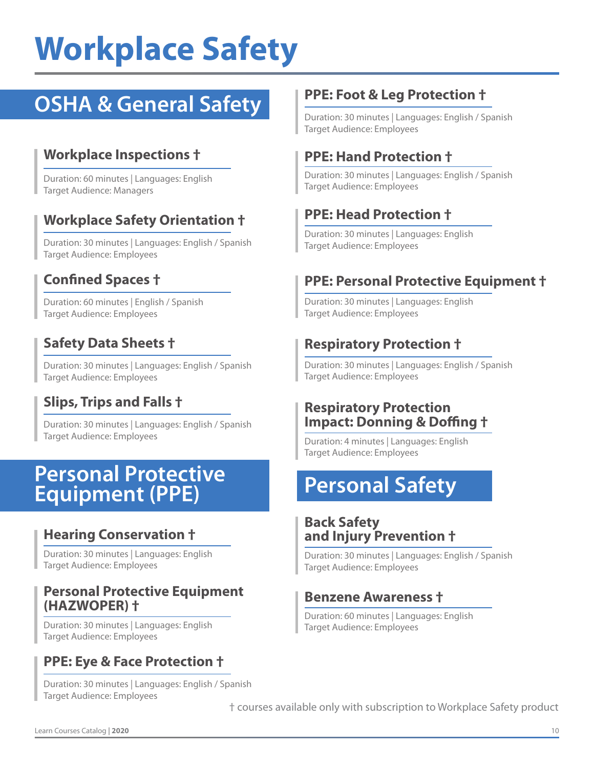# Workplace Safety

## OSHA & General Safety

### Workplace Inspections †

Duration: 60 minutes | Languages: English
Target Audience: Managers

### Workplace Safety Orientation †

Duration: 30 minutes | Languages: English / Spanish
Target Audience: Employees

### Confined Spaces †

Duration: 60 minutes | English / Spanish
Target Audience: Employees

### Safety Data Sheets †

Duration: 30 minutes | Languages: English / Spanish
Target Audience: Employees

### Slips, Trips and Falls †

Duration: 30 minutes | Languages: English / Spanish
Target Audience: Employees

## Personal Protective Equipment (PPE)

### Hearing Conservation †

Duration: 30 minutes | Languages: English
Target Audience: Employees

### Personal Protective Equipment (HAZWOPER) †

Duration: 30 minutes | Languages: English
Target Audience: Employees

### PPE: Eye & Face Protection †

Duration: 30 minutes | Languages: English / Spanish
Target Audience: Employees

### PPE: Foot & Leg Protection †

Duration: 30 minutes | Languages: English / Spanish
Target Audience: Employees

### PPE: Hand Protection †

Duration: 30 minutes | Languages: English / Spanish
Target Audience: Employees

### PPE: Head Protection †

Duration: 30 minutes | Languages: English
Target Audience: Employees

### PPE: Personal Protective Equipment †

Duration: 30 minutes | Languages: English
Target Audience: Employees

### Respiratory Protection †

Duration: 30 minutes | Languages: English / Spanish
Target Audience: Employees

### Respiratory Protection Impact: Donning & Doffing †

Duration: 4 minutes | Languages: English
Target Audience: Employees

## Personal Safety

### Back Safety and Injury Prevention †

Duration: 30 minutes | Languages: English / Spanish
Target Audience: Employees

### Benzene Awareness †

Duration: 60 minutes | Languages: English
Target Audience: Employees

† courses available only with subscription to Workplace Safety product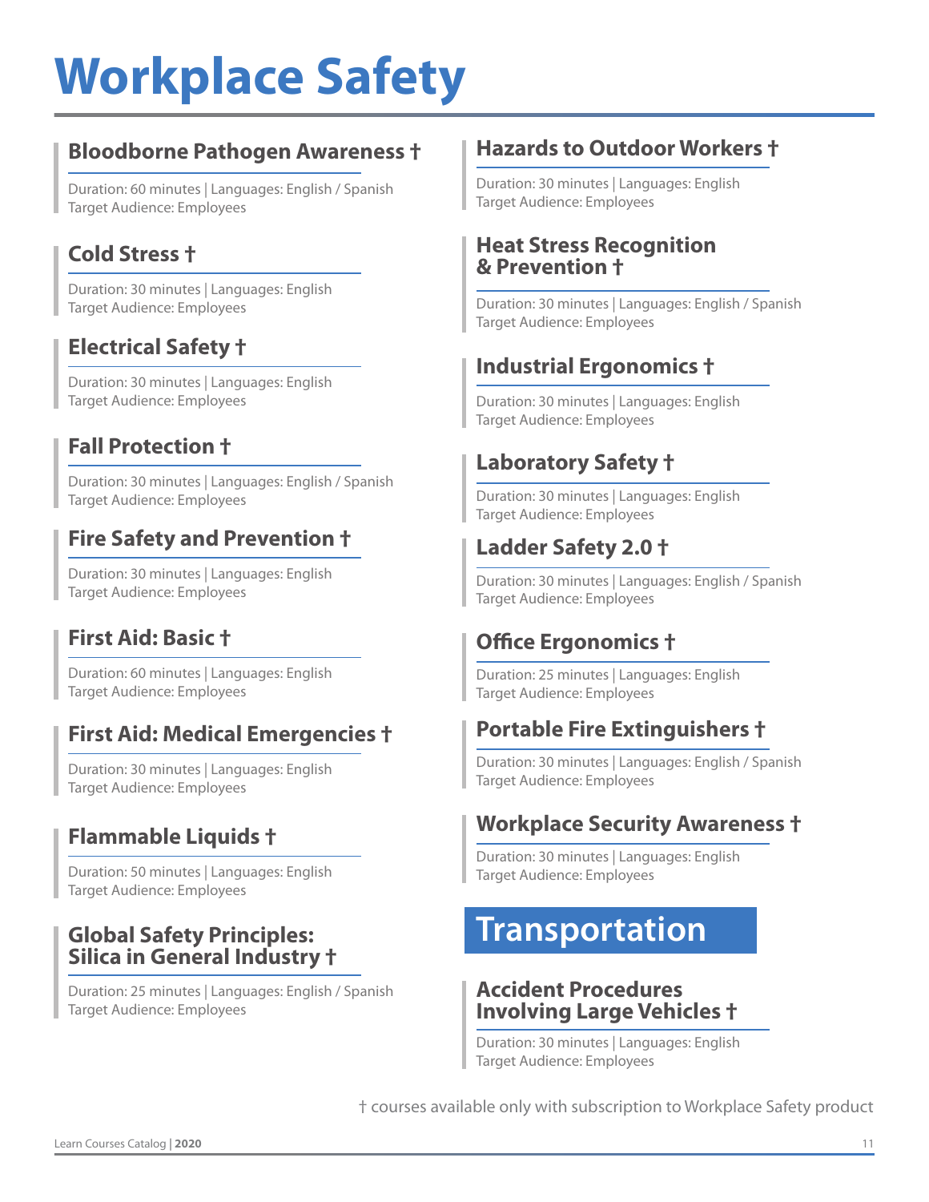# Workplace Safety

### Bloodborne Pathogen Awareness †

Duration: 60 minutes | Languages: English / Spanish
Target Audience: Employees

### Cold Stress †

Duration: 30 minutes | Languages: English
Target Audience: Employees

### Electrical Safety †

Duration: 30 minutes | Languages: English
Target Audience: Employees

### Fall Protection †

Duration: 30 minutes | Languages: English / Spanish
Target Audience: Employees

### Fire Safety and Prevention †

Duration: 30 minutes | Languages: English
Target Audience: Employees

### First Aid: Basic †

Duration: 60 minutes | Languages: English
Target Audience: Employees

### First Aid: Medical Emergencies †

Duration: 30 minutes | Languages: English
Target Audience: Employees

### Flammable Liquids †

Duration: 50 minutes | Languages: English
Target Audience: Employees

### Global Safety Principles: Silica in General Industry †

Duration: 25 minutes | Languages: English / Spanish
Target Audience: Employees

### Hazards to Outdoor Workers †

Duration: 30 minutes | Languages: English
Target Audience: Employees

### Heat Stress Recognition & Prevention †

Duration: 30 minutes | Languages: English / Spanish
Target Audience: Employees

### Industrial Ergonomics †

Duration: 30 minutes | Languages: English
Target Audience: Employees

### Laboratory Safety †

Duration: 30 minutes | Languages: English
Target Audience: Employees

### Ladder Safety 2.0 †

Duration: 30 minutes | Languages: English / Spanish
Target Audience: Employees

### Office Ergonomics †

Duration: 25 minutes | Languages: English
Target Audience: Employees

### Portable Fire Extinguishers †

Duration: 30 minutes | Languages: English / Spanish
Target Audience: Employees

### Workplace Security Awareness †

Duration: 30 minutes | Languages: English
Target Audience: Employees

## Transportation

### Accident Procedures Involving Large Vehicles †

Duration: 30 minutes | Languages: English
Target Audience: Employees

† courses available only with subscription to Workplace Safety product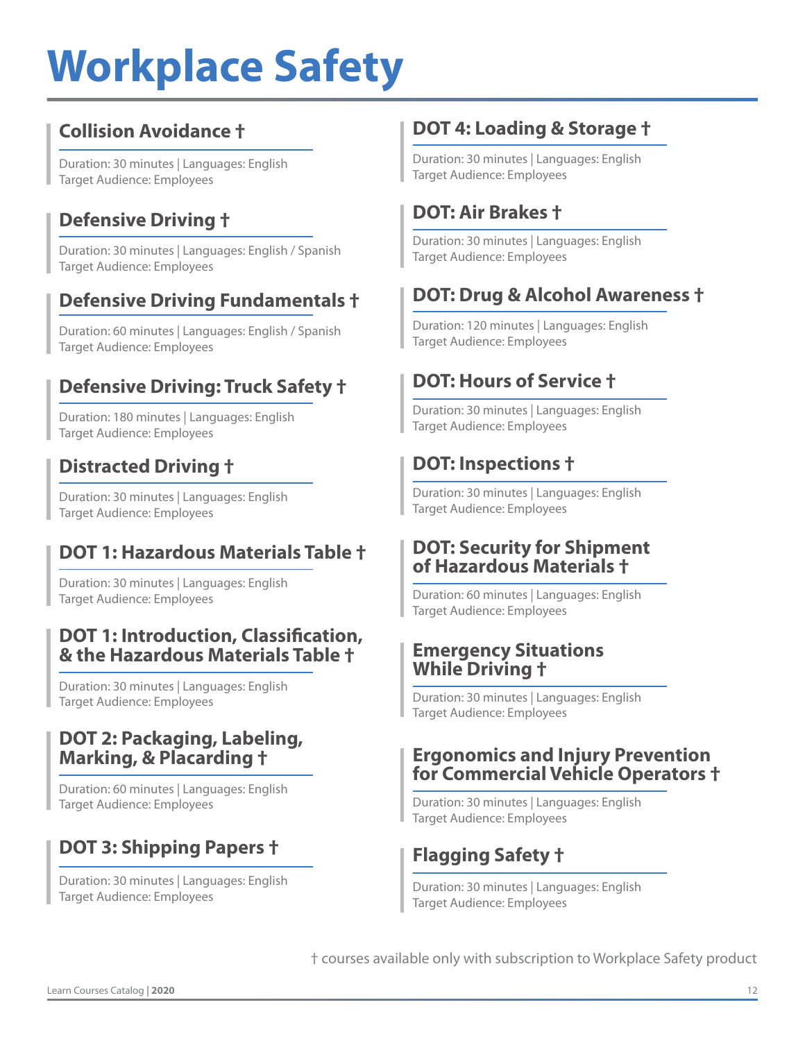# Workplace Safety

### Collision Avoidance †

Duration: 30 minutes | Languages: English
Target Audience: Employees

### Defensive Driving †

Duration: 30 minutes | Languages: English / Spanish
Target Audience: Employees

### Defensive Driving Fundamentals †

Duration: 60 minutes | Languages: English / Spanish
Target Audience: Employees

### Defensive Driving: Truck Safety †

Duration: 180 minutes | Languages: English
Target Audience: Employees

### Distracted Driving †

Duration: 30 minutes | Languages: English
Target Audience: Employees

### DOT 1: Hazardous Materials Table †

Duration: 30 minutes | Languages: English
Target Audience: Employees

### DOT 1: Introduction, Classification, & the Hazardous Materials Table †

Duration: 30 minutes | Languages: English
Target Audience: Employees

### DOT 2: Packaging, Labeling, Marking, & Placarding †

Duration: 60 minutes | Languages: English
Target Audience: Employees

### DOT 3: Shipping Papers †

Duration: 30 minutes | Languages: English
Target Audience: Employees

### DOT 4: Loading & Storage †

Duration: 30 minutes | Languages: English
Target Audience: Employees

### DOT: Air Brakes †

Duration: 30 minutes | Languages: English
Target Audience: Employees

### DOT: Drug & Alcohol Awareness †

Duration: 120 minutes | Languages: English
Target Audience: Employees

### DOT: Hours of Service †

Duration: 30 minutes | Languages: English
Target Audience: Employees

### DOT: Inspections †

Duration: 30 minutes | Languages: English
Target Audience: Employees

### DOT: Security for Shipment of Hazardous Materials †

Duration: 60 minutes | Languages: English
Target Audience: Employees

### Emergency Situations While Driving †

Duration: 30 minutes | Languages: English
Target Audience: Employees

### Ergonomics and Injury Prevention for Commercial Vehicle Operators †

Duration: 30 minutes | Languages: English
Target Audience: Employees

### Flagging Safety †

Duration: 30 minutes | Languages: English
Target Audience: Employees

† courses available only with subscription to Workplace Safety product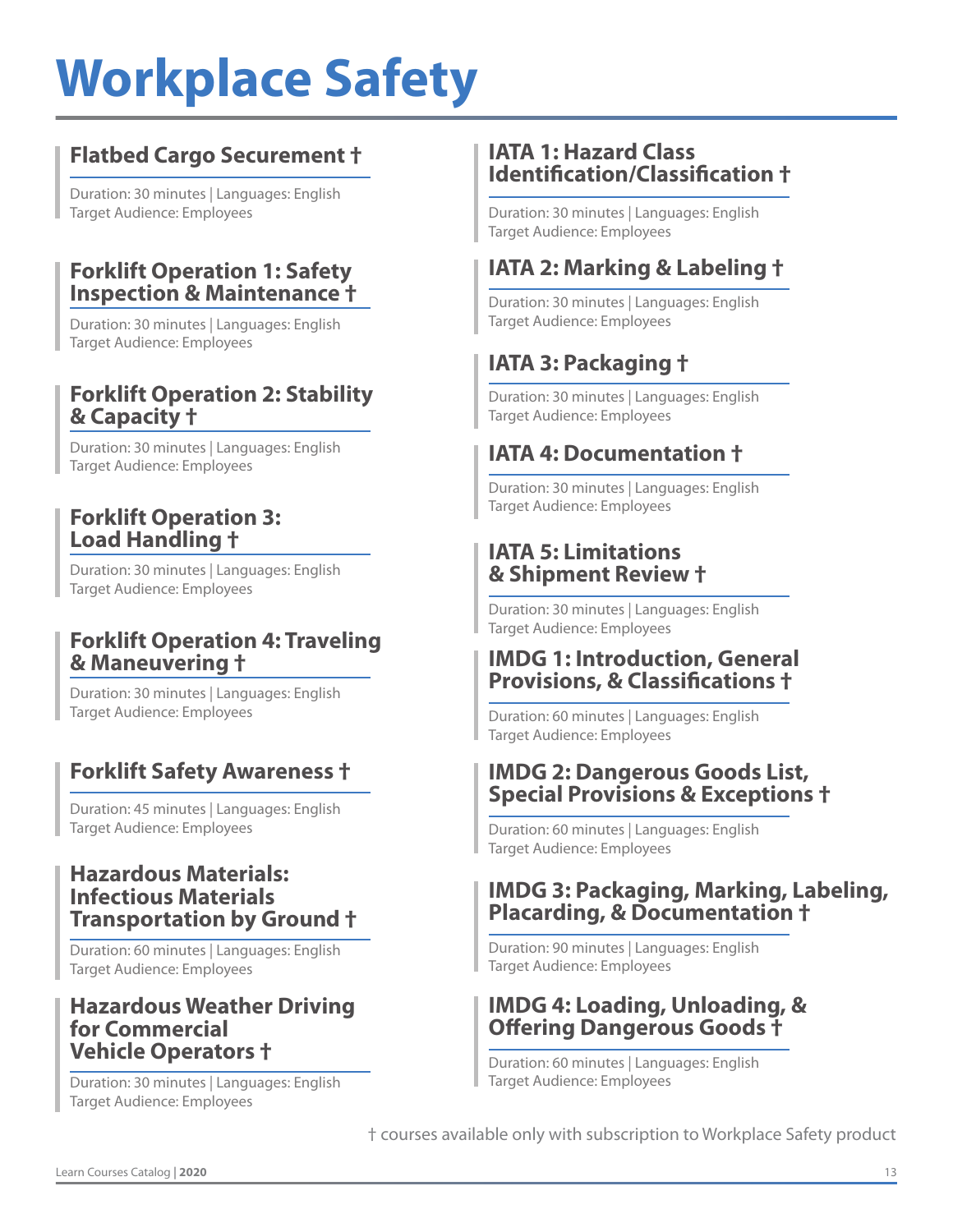# Workplace Safety

### Flatbed Cargo Securement †

Duration: 30 minutes | Languages: English
Target Audience: Employees

### Forklift Operation 1: Safety Inspection & Maintenance †

Duration: 30 minutes | Languages: English
Target Audience: Employees

### Forklift Operation 2: Stability & Capacity †

Duration: 30 minutes | Languages: English
Target Audience: Employees

### Forklift Operation 3: Load Handling †

Duration: 30 minutes | Languages: English
Target Audience: Employees

### Forklift Operation 4: Traveling & Maneuvering †

Duration: 30 minutes | Languages: English
Target Audience: Employees

### Forklift Safety Awareness †

Duration: 45 minutes | Languages: English
Target Audience: Employees

### Hazardous Materials: Infectious Materials Transportation by Ground †

Duration: 60 minutes | Languages: English
Target Audience: Employees

### Hazardous Weather Driving for Commercial Vehicle Operators †

Duration: 30 minutes | Languages: English
Target Audience: Employees

### IATA 1: Hazard Class Identification/Classification †

Duration: 30 minutes | Languages: English
Target Audience: Employees

### IATA 2: Marking & Labeling †

Duration: 30 minutes | Languages: English
Target Audience: Employees

### IATA 3: Packaging †

Duration: 30 minutes | Languages: English
Target Audience: Employees

### IATA 4: Documentation †

Duration: 30 minutes | Languages: English
Target Audience: Employees

### IATA 5: Limitations & Shipment Review †

Duration: 30 minutes | Languages: English
Target Audience: Employees

### IMDG 1: Introduction, General Provisions, & Classifications †

Duration: 60 minutes | Languages: English
Target Audience: Employees

### IMDG 2: Dangerous Goods List, Special Provisions & Exceptions †

Duration: 60 minutes | Languages: English
Target Audience: Employees

### IMDG 3: Packaging, Marking, Labeling, Placarding, & Documentation †

Duration: 90 minutes | Languages: English
Target Audience: Employees

### IMDG 4: Loading, Unloading, & Offering Dangerous Goods †

Duration: 60 minutes | Languages: English
Target Audience: Employees

† courses available only with subscription to Workplace Safety product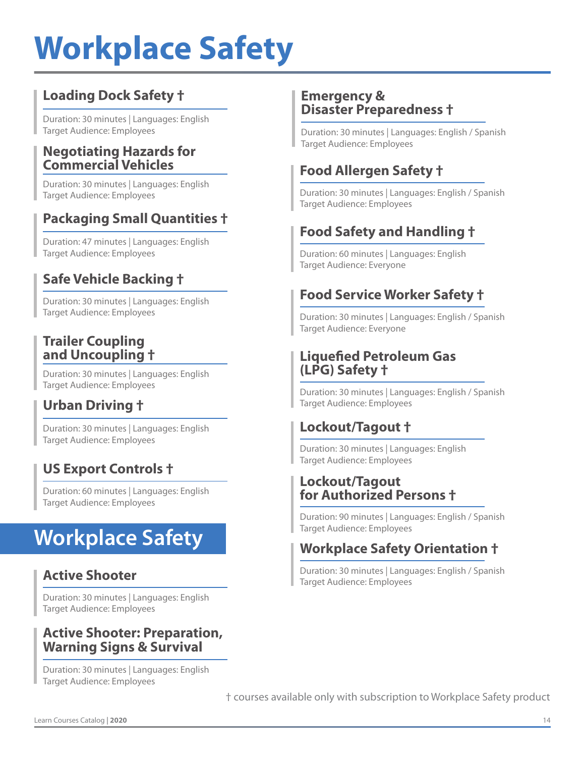# Workplace Safety

### Loading Dock Safety †

Duration: 30 minutes | Languages: English
Target Audience: Employees

### Negotiating Hazards for Commercial Vehicles

Duration: 30 minutes | Languages: English
Target Audience: Employees

### Packaging Small Quantities †

Duration: 47 minutes | Languages: English
Target Audience: Employees

### Safe Vehicle Backing †

Duration: 30 minutes | Languages: English
Target Audience: Employees

### Trailer Coupling and Uncoupling †

Duration: 30 minutes | Languages: English
Target Audience: Employees

### Urban Driving †

Duration: 30 minutes | Languages: English
Target Audience: Employees

### US Export Controls †

Duration: 60 minutes | Languages: English
Target Audience: Employees

## Workplace Safety

### Active Shooter

Duration: 30 minutes | Languages: English
Target Audience: Employees

### Active Shooter: Preparation, Warning Signs & Survival

Duration: 30 minutes | Languages: English
Target Audience: Employees

### Emergency & Disaster Preparedness †

Duration: 30 minutes | Languages: English / Spanish
Target Audience: Employees

### Food Allergen Safety †

Duration: 30 minutes | Languages: English / Spanish
Target Audience: Employees

### Food Safety and Handling †

Duration: 60 minutes | Languages: English
Target Audience: Everyone

### Food Service Worker Safety †

Duration: 30 minutes | Languages: English / Spanish
Target Audience: Everyone

### Liquefied Petroleum Gas (LPG) Safety †

Duration: 30 minutes | Languages: English / Spanish
Target Audience: Employees

### Lockout/Tagout †

Duration: 30 minutes | Languages: English
Target Audience: Employees

### Lockout/Tagout for Authorized Persons †

Duration: 90 minutes | Languages: English / Spanish
Target Audience: Employees

### Workplace Safety Orientation †

Duration: 30 minutes | Languages: English / Spanish
Target Audience: Employees

† courses available only with subscription to Workplace Safety product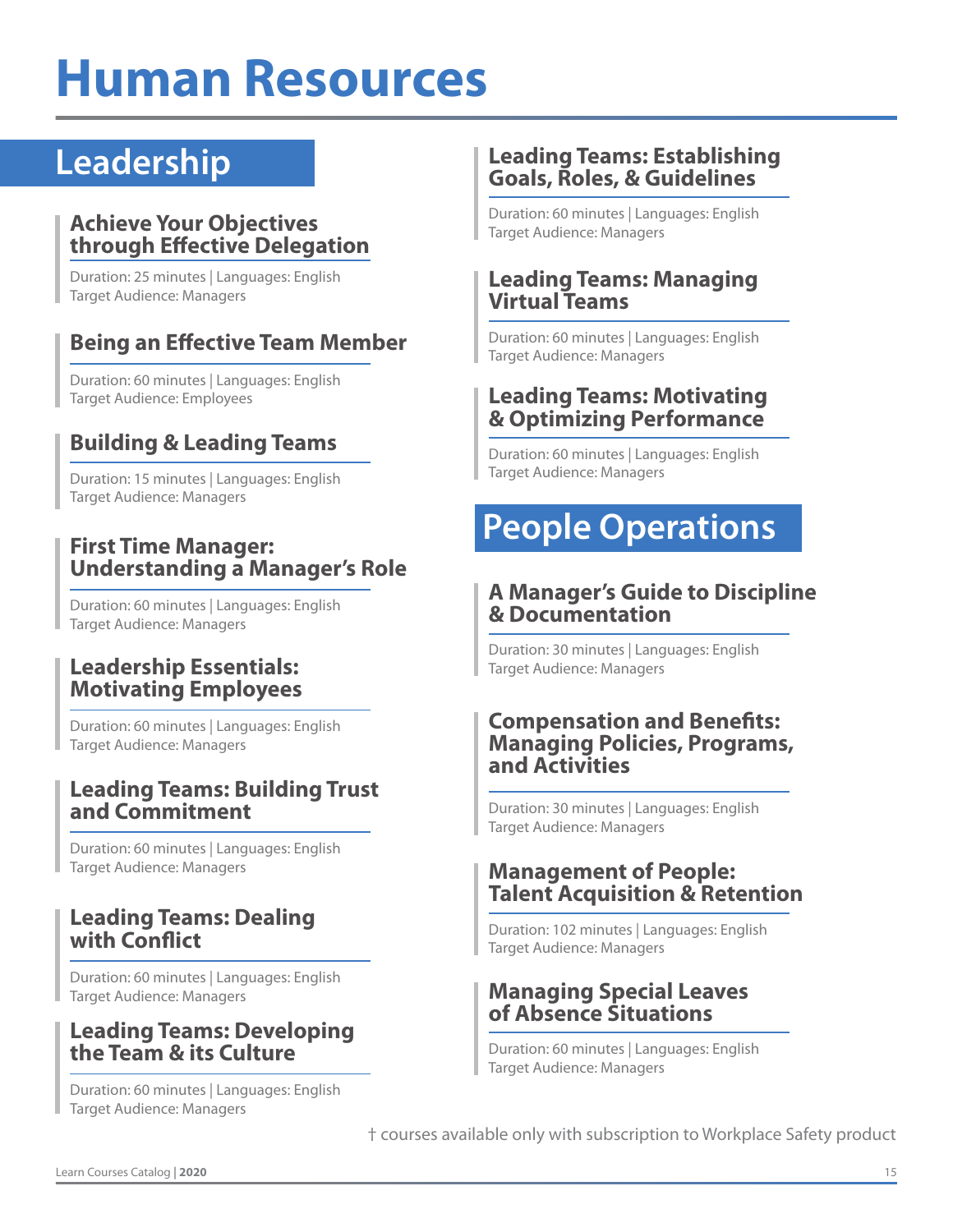# Human Resources

## Leadership

### Achieve Your Objectives through Effective Delegation

Duration: 25 minutes | Languages: English
Target Audience: Managers

### Being an Effective Team Member

Duration: 60 minutes | Languages: English
Target Audience: Employees

### Building & Leading Teams

Duration: 15 minutes | Languages: English
Target Audience: Managers

### First Time Manager: Understanding a Manager's Role

Duration: 60 minutes | Languages: English
Target Audience: Managers

### Leadership Essentials: Motivating Employees

Duration: 60 minutes | Languages: English
Target Audience: Managers

### Leading Teams: Building Trust and Commitment

Duration: 60 minutes | Languages: English
Target Audience: Managers

### Leading Teams: Dealing with Conflict

Duration: 60 minutes | Languages: English
Target Audience: Managers

### Leading Teams: Developing the Team & its Culture

Duration: 60 minutes | Languages: English
Target Audience: Managers

### Leading Teams: Establishing Goals, Roles, & Guidelines

Duration: 60 minutes | Languages: English
Target Audience: Managers

### Leading Teams: Managing Virtual Teams

Duration: 60 minutes | Languages: English
Target Audience: Managers

### Leading Teams: Motivating & Optimizing Performance

Duration: 60 minutes | Languages: English
Target Audience: Managers

## People Operations

### A Manager's Guide to Discipline & Documentation

Duration: 30 minutes | Languages: English
Target Audience: Managers

### Compensation and Benefits: Managing Policies, Programs, and Activities

Duration: 30 minutes | Languages: English
Target Audience: Managers

### Management of People: Talent Acquisition & Retention

Duration: 102 minutes | Languages: English
Target Audience: Managers

### Managing Special Leaves of Absence Situations

Duration: 60 minutes | Languages: English
Target Audience: Managers

† courses available only with subscription to Workplace Safety product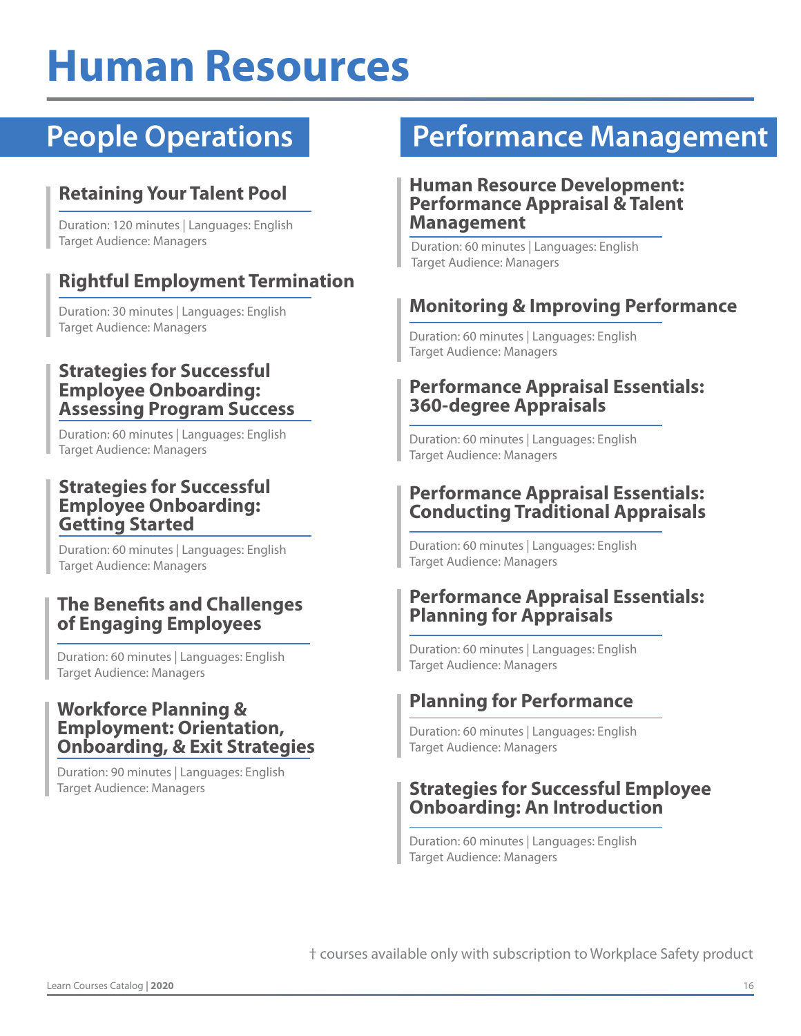# Human Resources

## People Operations

### Retaining Your Talent Pool

Duration: 120 minutes | Languages: English
Target Audience: Managers

### Rightful Employment Termination

Duration: 30 minutes | Languages: English
Target Audience: Managers

### Strategies for Successful Employee Onboarding: Assessing Program Success

Duration: 60 minutes | Languages: English
Target Audience: Managers

### Strategies for Successful Employee Onboarding: Getting Started

Duration: 60 minutes | Languages: English
Target Audience: Managers

### The Benefits and Challenges of Engaging Employees

Duration: 60 minutes | Languages: English
Target Audience: Managers

### Workforce Planning & Employment: Orientation, Onboarding, & Exit Strategies

Duration: 90 minutes | Languages: English
Target Audience: Managers

## Performance Management

### Human Resource Development: Performance Appraisal & Talent Management

Duration: 60 minutes | Languages: English
Target Audience: Managers

### Monitoring & Improving Performance

Duration: 60 minutes | Languages: English
Target Audience: Managers

### Performance Appraisal Essentials: 360-degree Appraisals

Duration: 60 minutes | Languages: English
Target Audience: Managers

### Performance Appraisal Essentials: Conducting Traditional Appraisals

Duration: 60 minutes | Languages: English
Target Audience: Managers

### Performance Appraisal Essentials: Planning for Appraisals

Duration: 60 minutes | Languages: English
Target Audience: Managers

### Planning for Performance

Duration: 60 minutes | Languages: English
Target Audience: Managers

### Strategies for Successful Employee Onboarding: An Introduction

Duration: 60 minutes | Languages: English
Target Audience: Managers

† courses available only with subscription to Workplace Safety product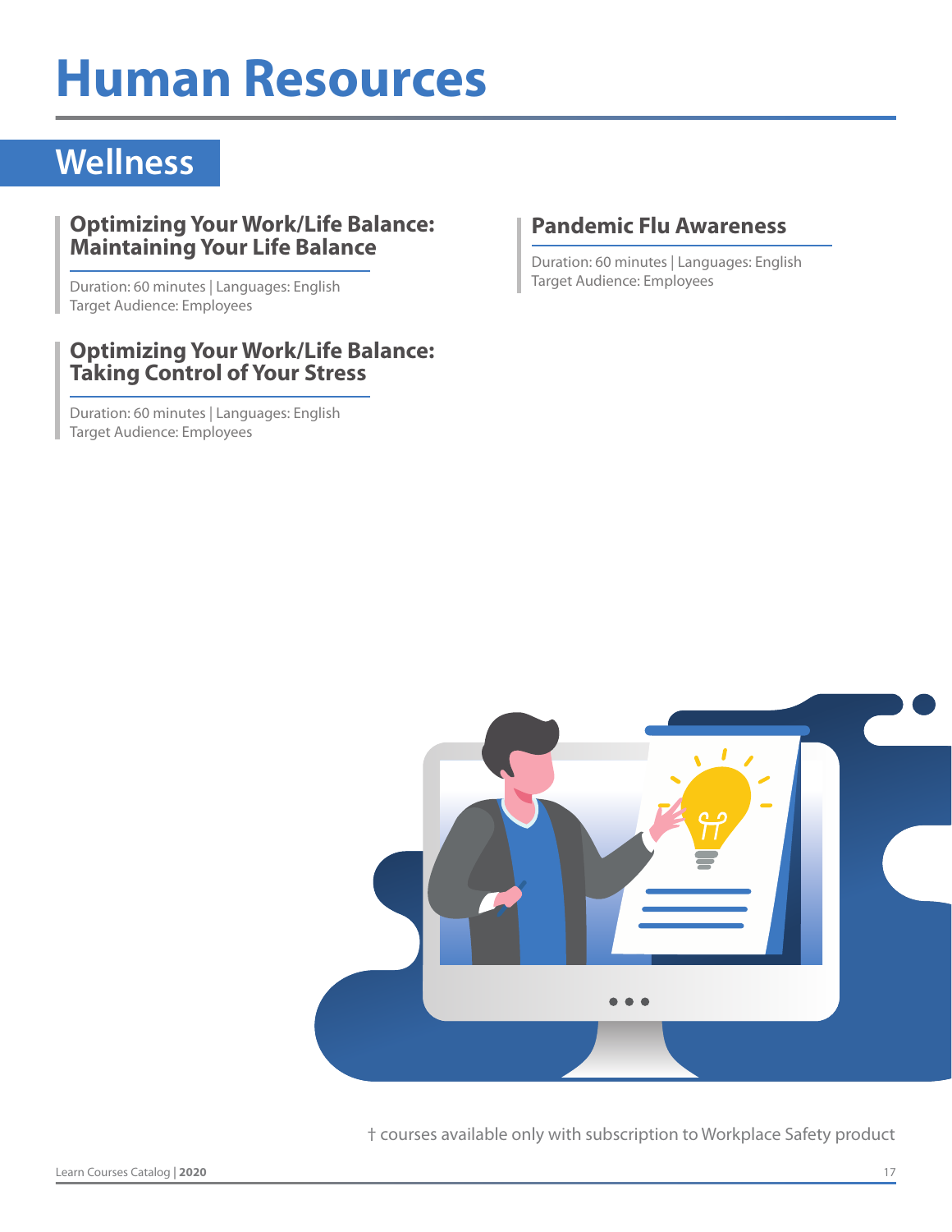# Human Resources

## Wellness

### Optimizing Your Work/Life Balance: Maintaining Your Life Balance

Duration: 60 minutes | Languages: English
Target Audience: Employees

### Optimizing Your Work/Life Balance: Taking Control of Your Stress

Duration: 60 minutes | Languages: English
Target Audience: Employees

### Pandemic Flu Awareness

Duration: 60 minutes | Languages: English
Target Audience: Employees

† courses available only with subscription to Workplace Safety product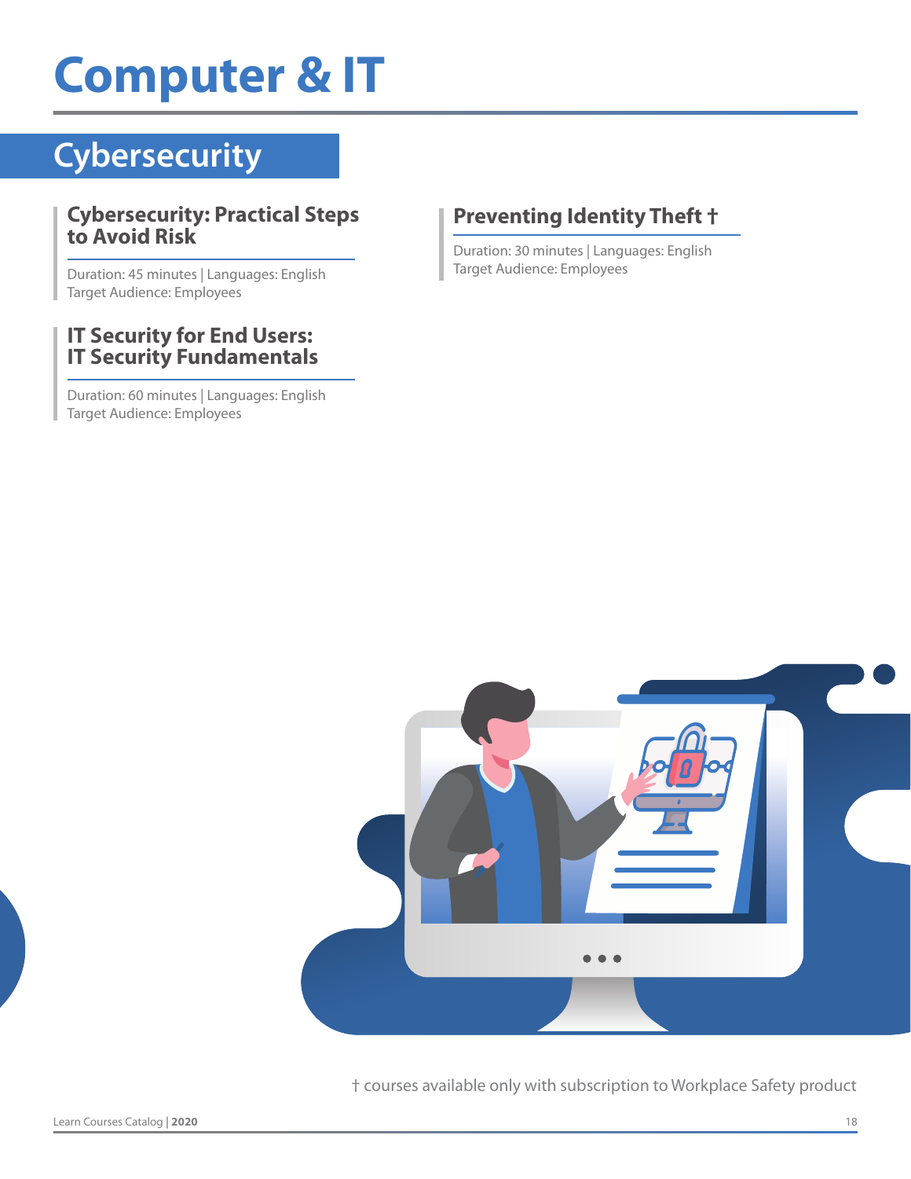# Computer & IT

## Cybersecurity

### Cybersecurity: Practical Steps to Avoid Risk

Duration: 45 minutes | Languages: English
Target Audience: Employees

### IT Security for End Users: IT Security Fundamentals

Duration: 60 minutes | Languages: English
Target Audience: Employees

### Preventing Identity Theft †

Duration: 30 minutes | Languages: English
Target Audience: Employees

† courses available only with subscription to Workplace Safety product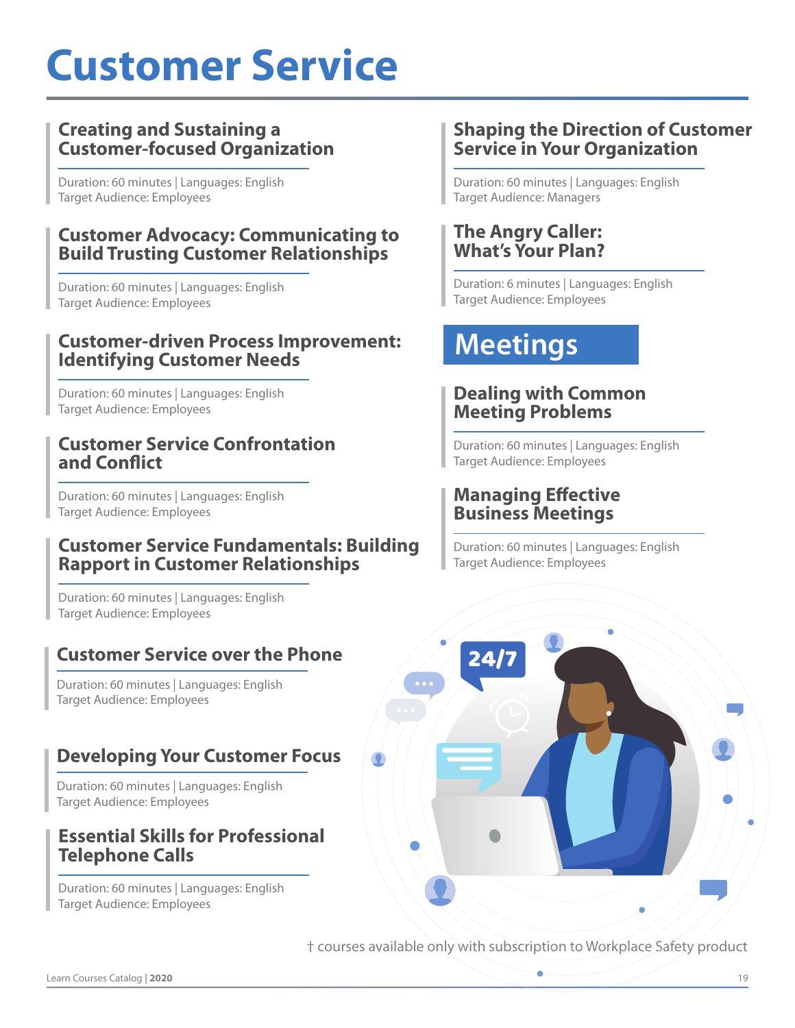# Customer Service

### Creating and Sustaining a Customer-focused Organization

Duration: 60 minutes | Languages: English
Target Audience: Employees

### Customer Advocacy: Communicating to Build Trusting Customer Relationships

Duration: 60 minutes | Languages: English
Target Audience: Employees

### Customer-driven Process Improvement: Identifying Customer Needs

Duration: 60 minutes | Languages: English
Target Audience: Employees

### Customer Service Confrontation and Conflict

Duration: 60 minutes | Languages: English
Target Audience: Employees

### Customer Service Fundamentals: Building Rapport in Customer Relationships

Duration: 60 minutes | Languages: English
Target Audience: Employees

### Customer Service over the Phone

Duration: 60 minutes | Languages: English
Target Audience: Employees

### Developing Your Customer Focus

Duration: 60 minutes | Languages: English
Target Audience: Employees

### Essential Skills for Professional Telephone Calls

Duration: 60 minutes | Languages: English
Target Audience: Employees

### Shaping the Direction of Customer Service in Your Organization

Duration: 60 minutes | Languages: English
Target Audience: Managers

### The Angry Caller: What's Your Plan?

Duration: 6 minutes | Languages: English
Target Audience: Employees

## Meetings

### Dealing with Common Meeting Problems

Duration: 60 minutes | Languages: English
Target Audience: Employees

### Managing Effective Business Meetings

Duration: 60 minutes | Languages: English
Target Audience: Employees

† courses available only with subscription to Workplace Safety product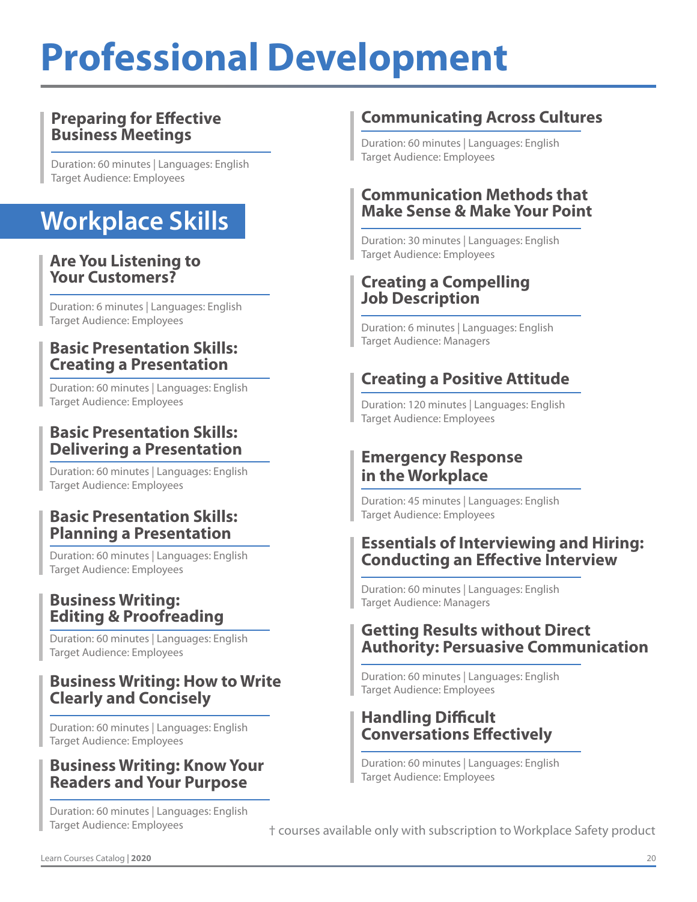# Professional Development

### Preparing for Effective Business Meetings

Duration: 60 minutes | Languages: English
Target Audience: Employees

## Workplace Skills

### Are You Listening to Your Customers?

Duration: 6 minutes | Languages: English
Target Audience: Employees

### Basic Presentation Skills: Creating a Presentation

Duration: 60 minutes | Languages: English
Target Audience: Employees

### Basic Presentation Skills: Delivering a Presentation

Duration: 60 minutes | Languages: English
Target Audience: Employees

### Basic Presentation Skills: Planning a Presentation

Duration: 60 minutes | Languages: English
Target Audience: Employees

### Business Writing: Editing & Proofreading

Duration: 60 minutes | Languages: English
Target Audience: Employees

### Business Writing: How to Write Clearly and Concisely

Duration: 60 minutes | Languages: English
Target Audience: Employees

### Business Writing: Know Your Readers and Your Purpose

Duration: 60 minutes | Languages: English
Target Audience: Employees

### Communicating Across Cultures

Duration: 60 minutes | Languages: English
Target Audience: Employees

### Communication Methods that Make Sense & Make Your Point

Duration: 30 minutes | Languages: English
Target Audience: Employees

### Creating a Compelling Job Description

Duration: 6 minutes | Languages: English
Target Audience: Managers

### Creating a Positive Attitude

Duration: 120 minutes | Languages: English
Target Audience: Employees

### Emergency Response in the Workplace

Duration: 45 minutes | Languages: English
Target Audience: Employees

### Essentials of Interviewing and Hiring: Conducting an Effective Interview

Duration: 60 minutes | Languages: English
Target Audience: Managers

### Getting Results without Direct Authority: Persuasive Communication

Duration: 60 minutes | Languages: English
Target Audience: Employees

### Handling Difficult Conversations Effectively

Duration: 60 minutes | Languages: English
Target Audience: Employees

† courses available only with subscription to Workplace Safety product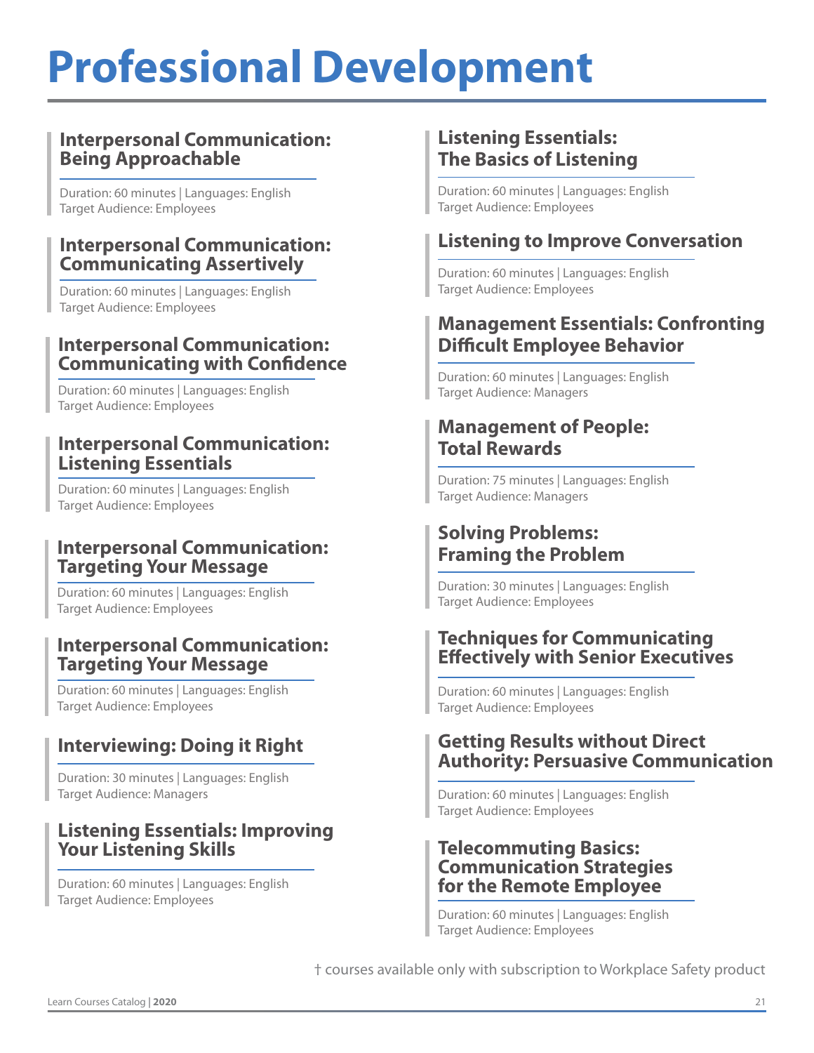# Professional Development

### Interpersonal Communication: Being Approachable

Duration: 60 minutes | Languages: English
Target Audience: Employees

### Interpersonal Communication: Communicating Assertively

Duration: 60 minutes | Languages: English
Target Audience: Employees

### Interpersonal Communication: Communicating with Confidence

Duration: 60 minutes | Languages: English
Target Audience: Employees

### Interpersonal Communication: Listening Essentials

Duration: 60 minutes | Languages: English
Target Audience: Employees

### Interpersonal Communication: Targeting Your Message

Duration: 60 minutes | Languages: English
Target Audience: Employees

### Interpersonal Communication: Targeting Your Message

Duration: 60 minutes | Languages: English
Target Audience: Employees

### Interviewing: Doing it Right

Duration: 30 minutes | Languages: English
Target Audience: Managers

### Listening Essentials: Improving Your Listening Skills

Duration: 60 minutes | Languages: English
Target Audience: Employees

### Listening Essentials: The Basics of Listening

Duration: 60 minutes | Languages: English
Target Audience: Employees

### Listening to Improve Conversation

Duration: 60 minutes | Languages: English
Target Audience: Employees

### Management Essentials: Confronting Difficult Employee Behavior

Duration: 60 minutes | Languages: English
Target Audience: Managers

### Management of People: Total Rewards

Duration: 75 minutes | Languages: English
Target Audience: Managers

### Solving Problems: Framing the Problem

Duration: 30 minutes | Languages: English
Target Audience: Employees

### Techniques for Communicating Effectively with Senior Executives

Duration: 60 minutes | Languages: English
Target Audience: Employees

### Getting Results without Direct Authority: Persuasive Communication

Duration: 60 minutes | Languages: English
Target Audience: Employees

### Telecommuting Basics: Communication Strategies for the Remote Employee

Duration: 60 minutes | Languages: English
Target Audience: Employees

† courses available only with subscription to Workplace Safety product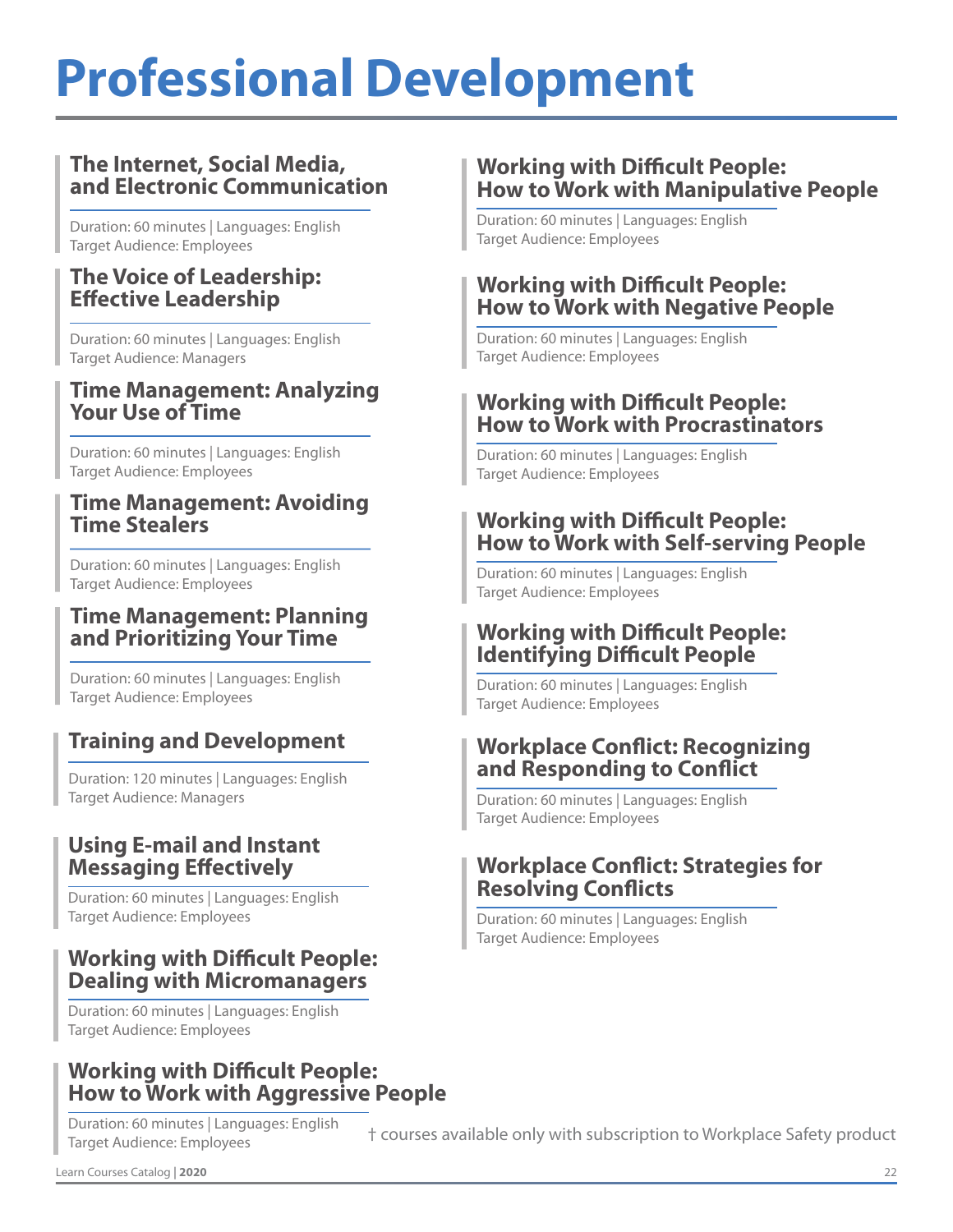# Professional Development

### The Internet, Social Media, and Electronic Communication

Duration: 60 minutes | Languages: English
Target Audience: Employees

### The Voice of Leadership: Effective Leadership

Duration: 60 minutes | Languages: English
Target Audience: Managers

### Time Management: Analyzing Your Use of Time

Duration: 60 minutes | Languages: English
Target Audience: Employees

### Time Management: Avoiding Time Stealers

Duration: 60 minutes | Languages: English
Target Audience: Employees

### Time Management: Planning and Prioritizing Your Time

Duration: 60 minutes | Languages: English
Target Audience: Employees

### Training and Development

Duration: 120 minutes | Languages: English
Target Audience: Managers

### Using E-mail and Instant Messaging Effectively

Duration: 60 minutes | Languages: English
Target Audience: Employees

### Working with Difficult People: Dealing with Micromanagers

Duration: 60 minutes | Languages: English
Target Audience: Employees

### Working with Difficult People: How to Work with Aggressive People

Duration: 60 minutes | Languages: English
Target Audience: Employees

### Working with Difficult People: How to Work with Manipulative People

Duration: 60 minutes | Languages: English
Target Audience: Employees

### Working with Difficult People: How to Work with Negative People

Duration: 60 minutes | Languages: English
Target Audience: Employees

### Working with Difficult People: How to Work with Procrastinators

Duration: 60 minutes | Languages: English
Target Audience: Employees

### Working with Difficult People: How to Work with Self-serving People

Duration: 60 minutes | Languages: English
Target Audience: Employees

### Working with Difficult People: Identifying Difficult People

Duration: 60 minutes | Languages: English
Target Audience: Employees

### Workplace Conflict: Recognizing and Responding to Conflict

Duration: 60 minutes | Languages: English
Target Audience: Employees

### Workplace Conflict: Strategies for Resolving Conflicts

Duration: 60 minutes | Languages: English
Target Audience: Employees

† courses available only with subscription to Workplace Safety product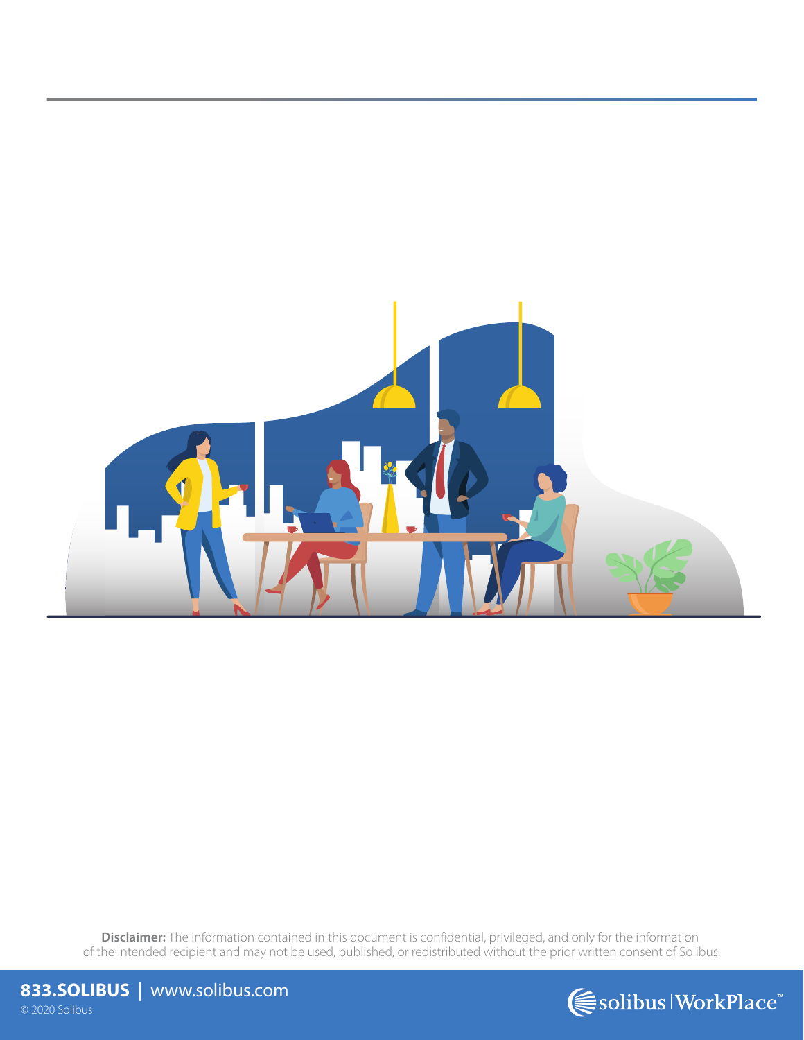**Disclaimer:** The information contained in this document is confidential, privileged, and only for the information of the intended recipient and may not be used, published, or redistributed without the prior written consent of Solibus.

**833.SOLIBUS** | www.solibus.com

© 2020 Solibus

solibus | WorkPlace™